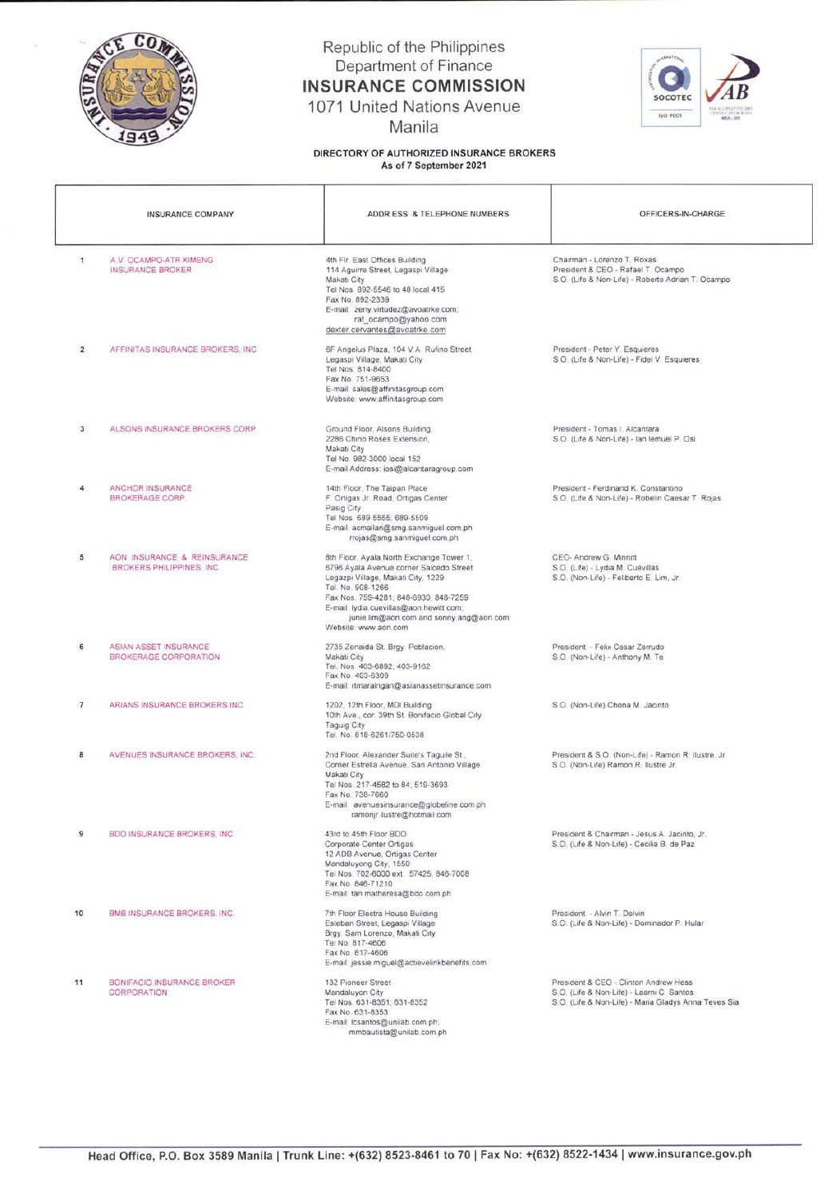Republic of the Philippines
Department of Finance
**INSURANCE COMMISSION**
1071 United Nations Avenue
Manila

**DIRECTORY OF AUTHORIZED INSURANCE BROKERS**
**As of 7 September 2021**

| | INSURANCE COMPANY | ADDRESS & TELEPHONE NUMBERS | OFFICERS-IN-CHARGE |
|---|---|---|---|
| 1 | A.V. OCAMPO-ATR KIMENG INSURANCE BROKER | 4th Flr. East Offices Building<br>114 Aguirre Street, Legaspi Village<br>Makati City<br>Tel Nos. 892-5546 to 48 local 415<br>Fax No. 892-2339<br>E-mail: zeny.virtudez@avoatrke.com; raf_ocampo@yahoo.com<br>dexter.cervantes@avoatrke.com | Chairman - Lorenzo T. Roxas<br>President & CEO - Rafael T. Ocampo<br>S.O. (Life & Non-Life) - Roberto Adrian T. Ocampo |
| 2 | AFFINITAS INSURANCE BROKERS, INC. | 6F Angelus Plaza, 104 V.A. Rufino Street<br>Legaspi Village, Makati City<br>Tel Nos. 814-8400<br>Fax No. 751-9653<br>E-mail: sales@affinitasgroup.com<br>Website: www.affinitasgroup.com | President - Peter Y. Esquieres<br>S.O. (Life & Non-Life) - Fidel V. Esquieres |
| 3 | ALSONS INSURANCE BROKERS CORP. | Ground Floor, Alsons Building<br>2286 Chino Roses Extension,<br>Makati City<br>Tel No. 982-3000 local 152<br>E-mail Address: iosi@alcantaragroup.com | President - Tomas I. Alcantara<br>S.O. (Life & Non-Life) - Ian lemuel P. Osi |
| 4 | ANCHOR INSURANCE BROKERAGE CORP. | 14th Floor, The Taipan Place<br>F. Ortigas Jr. Road, Ortigas Center<br>Pasig City<br>Tel Nos. 689-5555; 689-5509<br>E-mail: acmallari@smg.sanmiguel.com.ph<br>rrojas@smg.sanmiguel.com.ph | President - Ferdinand K. Constantino<br>S.O. (Life & Non-Life) - Robelin Caesar T. Rojas |
| 5 | AON INSURANCE & REINSURANCE BROKERS PHILIPPINES, INC. | 8th Floor, Ayala North Exchange Tower 1,<br>6796 Ayala Avenue corner Salcedo Street<br>Legazpi Village, Makati City, 1229<br>Tel. No. 908-1266<br>Fax Nos. 759-4281; 848-6930; 848-7259<br>E-mail: lydia.cuevillas@aon.hewitt.com;<br>junie.lim@aon.com and sonny.ang@aon.com<br>Website: www.aon.com | CEO- Andrew G. Minnitt<br>S.O. (Life) - Lydia M. Cuevillas<br>S.O. (Non-Life) - Feliberto E. Lim, Jr. |
| 6 | ASIAN ASSET INSURANCE BROKERAGE CORPORATION | 2735 Zenaida St. Brgy. Poblacion,<br>Makati City<br>Tel. Nos. 403-6892; 403-9162<br>Fax No. 403-6309<br>E-mail: rtmaraingan@asianassetinsurance.com | President - Felix Cesar Zerrudo<br>S.O. (Non-Life) - Anthony M. Te |
| 7 | ARIANS INSURANCE BROKERS INC. | 1202, 12th Floor, MDI Building<br>10th Ave., cor. 39th St. Bonifacio Global City<br>Taguig City<br>Tel. No. 818-6261/750-0538 | S.O. (Non-Life) Chona M. Jacinto |
| 8 | AVENUES INSURANCE BROKERS, INC. | 2nd Floor, Alexander Suite's Taguile St.,<br>Corner Estrella Avenue, San Antonio Village<br>Makati City<br>Tel Nos. 217-4582 to 84; 519-3693<br>Fax No. 738-7660<br>E-mail: avenuesinsurance@globeline.com.ph<br>ramonjr.ilustre@hotmail.com | President & S.O. (Non-Life) - Ramon R. Ilustre, Jr.<br>S.O. (Non-Life) Ramon R. Ilustre Jr. |
| 9 | BDO INSURANCE BROKERS, INC. | 43rd to 45th Floor BDO<br>Corporate Center Ortigas<br>12 ADB Avenue, Ortigas Center<br>Mandaluyong City, 1550<br>Tel Nos. 702-6000 ext. 57425; 846-7008<br>Fax No. 846-71210<br>E-mail: tan.matheresa@bdo.com.ph | President & Chairman - Jesus A. Jacinto, Jr.<br>S.O. (Life & Non-Life) - Cecilia B. de Paz |
| 10 | BMB INSURANCE BROKERS, INC. | 7th Floor Electra House Building<br>Esteban Street, Legaspi Village<br>Brgy. San Lorenzo, Makati City<br>Tel No. 817-4606<br>Fax No. 817-4606<br>E-mail: jessie.miguel@actievelinkbenefits.com | President - Alvin T. Delvin<br>S.O. (Life & Non-Life) - Dominador P. Hular |
| 11 | BONIFACIO INSURANCE BROKER CORPORATION | 132 Pioneer Street<br>Mandaluyon City<br>Tel Nos. 631-8351; 631-8352<br>Fax No. 631-8353<br>E-mail: lcsantos@unilab.com.ph;<br>mmbautista@unilab.com.ph | President & CEO - Clinton Andrew Hess<br>S.O. (Life & Non-Life) - Learni C. Santos<br>S.O. (Life & Non-Life) - Maria Gladys Anna Teves Sia |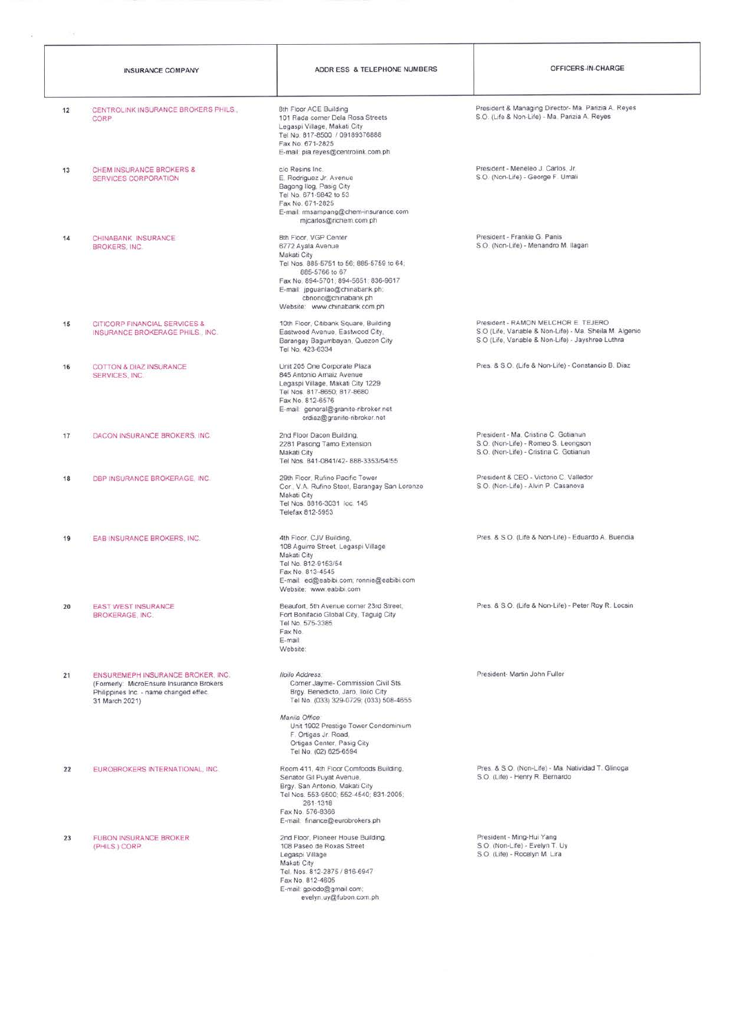| | INSURANCE COMPANY | ADDRESS & TELEPHONE NUMBERS | OFFICERS-IN-CHARGE |
|---|---|---|---|
| 12 | CENTROLINK INSURANCE BROKERS PHILS., CORP. | 8th Floor ACE Building<br>101 Rada corner Dela Rosa Streets<br>Legaspi Village, Makati City<br>Tel No. 817-8500 / 09189376886<br>Fax No. 671-2825<br>E-mail: pia.reyes@centrolink.com.ph | President & Managing Director- Ma. Parizia A. Reyes<br>S.O. (Life & Non-Life) - Ma. Parizia A. Reyes |
| 13 | CHEM INSURANCE BROKERS & SERVICES CORPORATION | c/o Resins Inc.<br>E. Rodriguez Jr. Avenue<br>Bagong Ilog, Pasig City<br>Tel No. 671-9842 to 53<br>Fax No. 671-2825<br>E-mail: rmsampang@chem-insurance.com<br>mjcarlos@richem.com.ph | President - Meneleo J. Carlos, Jr.<br>S.O. (Non-Life) - George F. Umali |
| 14 | CHINABANK INSURANCE BROKERS, INC. | 8th Floor, VGP Center<br>6772 Ayala Avenue<br>Makati City<br>Tel Nos. 885-5751 to 56; 885-5759 to 64;<br>885-5766 to 67<br>Fax No. 894-5701; 894-5651; 836-9617<br>E-mail: jpguanlao@chinabank.ph;<br>cbnono@chinabank.ph<br>Website: www.chinabank.com.ph | President - Frankie G. Panis<br>S.O. (Non-Life) - Menandro M. Ilagan |
| 15 | CITICORP FINANCIAL SERVICES & INSURANCE BROKERAGE PHILS., INC. | 10th Floor, Citibank Square, Building<br>Eastwood Avenue, Eastwood City,<br>Barangay Bagumbayan, Quezon City<br>Tel No. 423-6334 | President - RAMON MELCHOR E. TEJERO<br>S.O (Life, Variable & Non-Life) - Ma. Sheila M. Algenio<br>S.O (Life, Variable & Non-Life) - Jayshree Luthra |
| 16 | COTTON & DIAZ INSURANCE SERVICES, INC. | Unit 205 One Corporate Plaza<br>845 Antonio Arnaiz Avenue<br>Legaspi Village, Makati City 1229<br>Tel Nos. 817-8650; 817-8680<br>Fax No. 812-6576<br>E-mail: general@granite-ribroker.net<br>crdiaz@granite-ribroker.net | Pres. & S.O. (Life & Non-Life) - Constancio B. Diaz |
| 17 | DACON INSURANCE BROKERS, INC. | 2nd Floor Dacon Building,<br>2281 Pasong Tamo Extension<br>Makati City<br>Tel Nos. 841-0841/42- 888-3353/54/55 | President - Ma. Cristina C. Gotianun<br>S.O. (Non-Life) - Romeo S. Leongson<br>S.O. (Non-Life) - Cristina C. Gotianun |
| 18 | DBP INSURANCE BROKERAGE, INC. | 29th Floor, Rufino Pacific Tower<br>Cor., V.A. Rufino Steet, Barangay San Lorenzo<br>Makati City<br>Tel Nos. 8816-3031 loc. 145<br>Telefax 812-5953 | President & CEO - Victorio C. Valledor<br>S.O. (Non-Life) - Alvin P. Casanova |
| 19 | EAB INSURANCE BROKERS, INC. | 4th Floor, CJV Building,<br>108 Aguirre Street, Legaspi Village<br>Makati City<br>Tel No. 812-9153/54<br>Fax No. 813-4545<br>E-mail: ed@eabibi.com; ronnie@eabibi.com<br>Website: www.eabibi.com | Pres. & S.O. (Life & Non-Life) - Eduardo A. Buendia |
| 20 | EAST WEST INSURANCE BROKERAGE, INC. | Beaufort, 5th Avenue corner 23rd Street,<br>Fort Bonifacio Global City, Taguig City<br>Tel No. 575-3385<br>Fax No.<br>E-mail:<br>Website: | Pres. & S.O. (Life & Non-Life) - Peter Roy R. Locsin |
| 21 | ENSUREMEPH INSURANCE BROKER, INC.<br>(Formerly: MicroEnsure Insurance Brokers Philippines Inc. - name changed effec. 31 March 2021) | *Iloilo Address:*<br>Corner Jayme- Commission Civil Sts.<br>Brgy. Benedicto, Jaro, Iloilo City<br>Tel No. (033) 329-0729; (033) 508-4655<br><br>*Manila Office:*<br>Unit 1902 Prestige Tower Condominium<br>F. Ortigas Jr. Road,<br>Ortigas Center, Pasig City<br>Tel No. (02) 625-6594 | President- Martin John Fuller |
| 22 | EUROBROKERS INTERNATIONAL, INC. | Room 411, 4th Floor Comfoods Building,<br>Senator Gil Puyat Avenue,<br>Brgy. San Antonio, Makati City<br>Tel Nos. 553-9500; 552-4540; 831-2005;<br>261-1318<br>Fax No. 576-8366<br>E-mail: finance@eurobrokers.ph | Pres. & S.O. (Non-Life) - Ma. Natividad T. Glinoga<br>S.O. (Life) - Henry R. Bernardo |
| 23 | FUBON INSURANCE BROKER (PHILS.) CORP. | 2nd Floor, Pioneer House Building,<br>108 Paseo de Roxas Street<br>Legaspi Village<br>Makati City<br>Tel. Nos. 812-2875 / 816-6947<br>Fax No. 812-4605<br>E-mail: gpiodo@gmail.com;<br>evelyn.uy@fubon.com.ph | President - Ming-Hui Yang<br>S.O. (Non-Life) - Evelyn T. Uy<br>S.O. (Life) - Rocelyn M. Lira |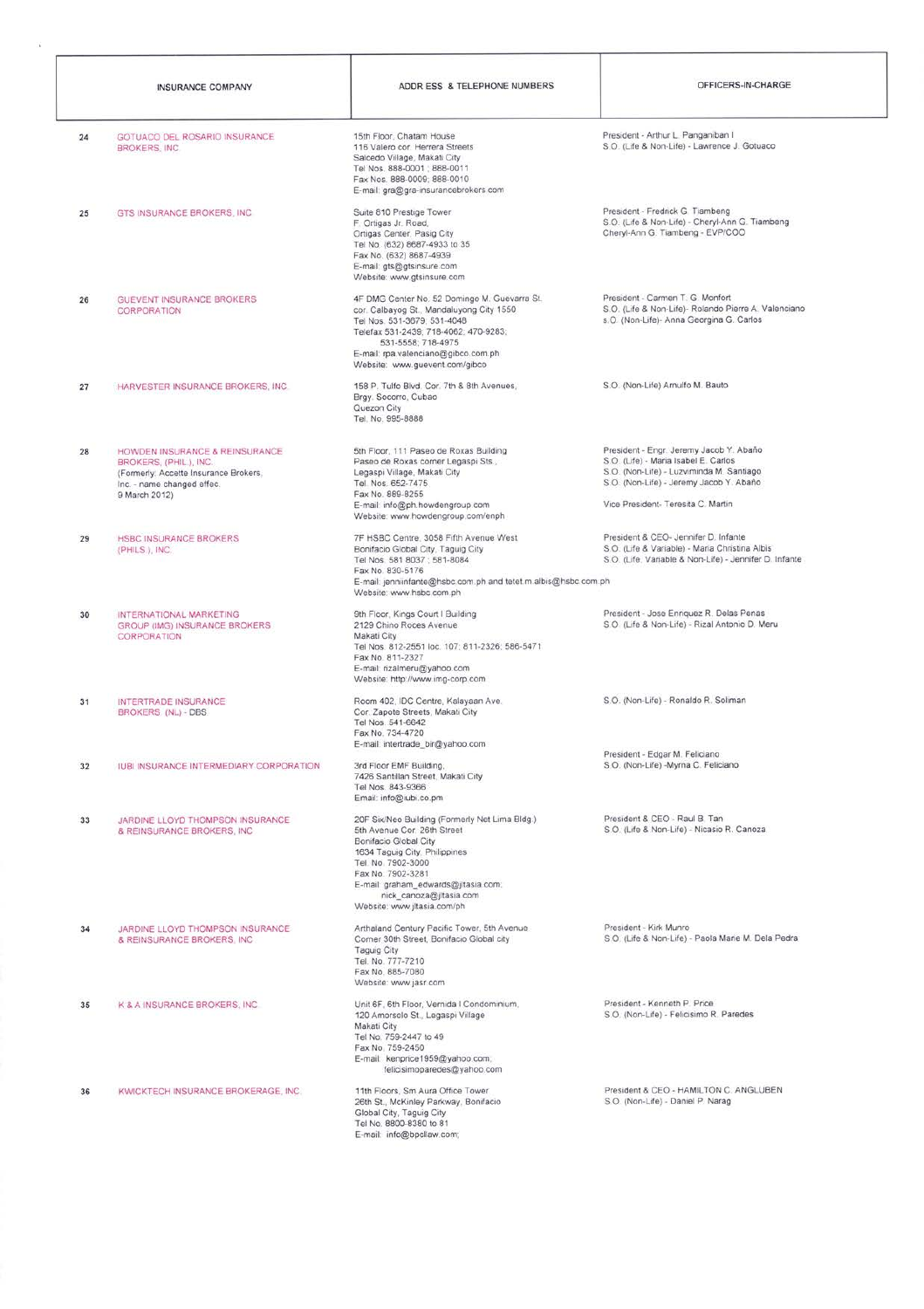| | INSURANCE COMPANY | ADDRESS & TELEPHONE NUMBERS | OFFICERS-IN-CHARGE |
|---|---|---|---|
| 24 | GOTUACO DEL ROSARIO INSURANCE BROKERS, INC. | 15th Floor, Chatam House<br>116 Valero cor. Herrera Streets<br>Salcedo Village, Makati City<br>Tel Nos. 888-0001 ; 888-0011<br>Fax Nos. 888-0009; 888-0010<br>E-mail: gra@gra-insurancebrokers.com | President - Arthur L. Panganiban I<br>S.O. (Life & Non-Life) - Lawrence J. Gotuaco |
| 25 | GTS INSURANCE BROKERS, INC. | Suite 610 Prestige Tower<br>F. Ortigas Jr. Road,<br>Ortigas Center, Pasig City<br>Tel No. (632) 8687-4933 to 35<br>Fax No. (632) 8687-4939<br>E-mail: gts@gtsinsure.com<br>Website: www.gtsinsure.com | President - Fredrick G. Tiambeng<br>S.O. (Life & Non-Life) - Cheryl-Ann G. Tiambeng<br>Cheryl-Ann G. Tiambeng - EVP/COO |
| 26 | GUEVENT INSURANCE BROKERS CORPORATION | 4F DMG Center No. 52 Domingo M. Guevarra St.<br>cor. Calbayog St., Mandaluyong City 1550<br>Tel Nos. 531-3679; 531-4048<br>Telefax 531-2439; 718-4062; 470-9283;<br>531-5558; 718-4975<br>E-mail: rpa.valenciano@gibco.com.ph<br>Website: www.guevent.com/gibco | President - Carmen T. G. Monfort<br>S.O. (Life & Non-Life)- Rolando Pierre A. Valenciano<br>S.O. (Non-Life)- Anna Georgina G. Carlos |
| 27 | HARVESTER INSURANCE BROKERS, INC. | 158 P. Tuffo Blvd. Cor. 7th & 8th Avenues,<br>Brgy. Socorro, Cubao<br>Quezon City<br>Tel. No. 995-8888 | S.O. (Non-Life) Arnulfo M. Bauto |
| 28 | HOWDEN INSURANCE & REINSURANCE BROKERS, (PHIL.), INC.<br>(Formerly: Accette Insurance Brokers, Inc. - name changed effec. 9 March 2012) | 5th Floor, 111 Paseo de Roxas Building<br>Paseo de Roxas corner Legaspi Sts.,<br>Legaspi Village, Makati City<br>Tel. Nos. 652-7475<br>Fax No. 889-8255<br>E-mail: info@ph.howdengroup.com<br>Website: www.howdengroup.com/enph | President - Engr. Jeremy Jacob Y. Abaño<br>S.O. (Life) - Maria Isabel E. Carlos<br>S.O. (Non-Life) - Luzviminda M. Santiago<br>S.O. (Non-Life) - Jeremy Jacob Y. Abaño<br><br>Vice President- Teresita C. Martin |
| 29 | HSBC INSURANCE BROKERS (PHILS.), INC. | 7F HSBC Centre, 3058 Fifth Avenue West<br>Bonifacio Global City, Taguig City<br>Tel Nos. 581-8037 ; 581-8084<br>Fax No. 830-5176<br>E-mail: jenniinfante@hsbc.com.ph and tetet.m.albis@hsbc.com.ph<br>Website: www.hsbc.com.ph | President & CEO- Jennifer D. Infante<br>S.O. (Life & Variable) - Maria Christina Albis<br>S.O. (Life, Variable & Non-Life) - Jennifer D. Infante |
| 30 | INTERNATIONAL MARKETING GROUP (IMG) INSURANCE BROKERS CORPORATION | 9th Floor, Kings Court I Building<br>2129 Chino Roces Avenue<br>Makati City<br>Tel Nos. 812-2551 loc. 107; 811-2326; 586-5471<br>Fax No. 811-2327<br>E-mail: rizalmeru@yahoo.com<br>Website: http://www.img-corp.com | President - Jose Enriquez R. Delas Penas<br>S.O. (Life & Non-Life) - Rizal Antonio D. Meru |
| 31 | INTERTRADE INSURANCE BROKERS (NL) - DBS | Room 402, IDC Centre, Kalayaan Ave.<br>Cor. Zapote Streets, Makati City<br>Tel Nos. 541-6642<br>Fax No. 754-4720<br>E-mail: intertrade_bir@yahoo.com | S.O. (Non-Life) - Ronaldo R. Soliman |
| 32 | IUBI INSURANCE INTERMEDIARY CORPORATION | 3rd Floor EMF Building,<br>7426 Santillan Street, Makati City<br>Tel Nos. 843-9366<br>Email: info@iubi.co.pm | President - Edgar M. Feliciano<br>S.O. (Non-Life) -Myrna C. Feliciano |
| 33 | JARDINE LLOYD THOMPSON INSURANCE & REINSURANCE BROKERS, INC. | 20F Six/Neo Building (Formerly Net Lima Bldg.)<br>5th Avenue Cor. 26th Street<br>Bonifacio Global City<br>1634 Taguig City, Philippines<br>Tel. No. 7902-3000<br>Fax No. 7902-3281<br>E-mail: graham_edwards@jltasia.com;<br>nick_canoza@jltasia.com<br>Website: www.jltasia.com/ph | President & CEO - Raul B. Tan<br>S.O. (Life & Non-Life) - Nicasio R. Canoza |
| 34 | JARDINE LLOYD THOMPSON INSURANCE & REINSURANCE BROKERS, INC. | Arthaland Century Pacific Tower, 5th Avenue<br>Corner 30th Street, Bonifacio Global city<br>Taguig City<br>Tel. No. 777-7210<br>Fax No. 885-7080<br>Website: www.jasr.com | President - Kirk Munro<br>S.O. (Life & Non-Life) - Paola Marie M. Dela Pedra |
| 35 | K & A INSURANCE BROKERS, INC. | Unit 6F, 6th Floor, Vernida I Condominium,<br>120 Amorsolo St., Legaspi Village<br>Makati City<br>Tel No. 759-2447 to 49<br>Fax No. 759-2450<br>E-mail: kenprice1959@yahoo.com;<br>felicisimoparedes@yahoo.com | President - Kenneth P. Price<br>S.O. (Non-Life) - Felicisimo R. Paredes |
| 36 | KWICKTECH INSURANCE BROKERAGE, INC. | 11th Floors, Sm Aura Office Tower<br>26th St., McKinley Parkway, Bonifacio<br>Global City, Taguig City<br>Tel No. 8800-8380 to 81<br>E-mail: info@bpclaw.com; | President & CEO - HAMILTON C. ANGLUBEN<br>S.O. (Non-Life) - Daniel P. Narag |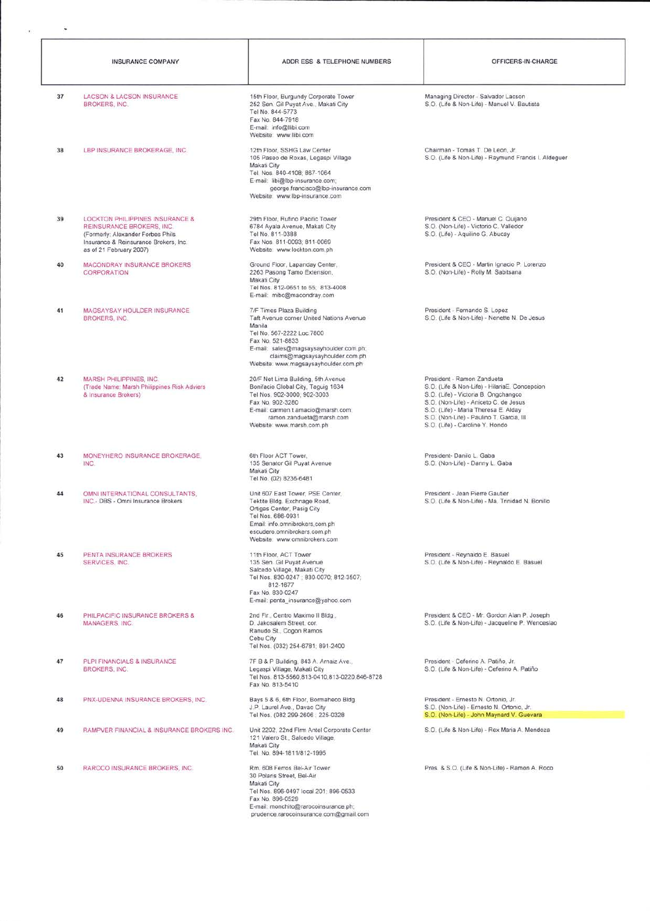| | INSURANCE COMPANY | ADDRESS & TELEPHONE NUMBERS | OFFICERS-IN-CHARGE |
|---|---|---|---|
| 37 | LACSON & LACSON INSURANCE BROKERS, INC. | 15th Floor, Burgundy Corporate Tower<br>252 Sen. Gil Puyat Ave., Makati City<br>Tel No. 844-5773<br>Fax No. 844-7916<br>E-mail: info@llibi.com<br>Website: www.llibi.com | Managing Director - Salvador Lacson<br>S.O. (Life & Non-Life) - Manuel V. Bautista |
| 38 | LBP INSURANCE BROKERAGE, INC. | 12th Floor, SSHG Law Center<br>105 Paseo de Roxas, Legaspi Village<br>Makati City<br>Tel. Nos. 840-4108; 867-1064<br>E-mail: libi@lbp-insurance.com;<br>george.francisco@lbp-insurance.com<br>Website: www.lbp-insurance.com | Chairman - Tomas T. De Leon, Jr.<br>S.O. (Life & Non-Life) - Raymund Francis I. Aldeguer |
| 39 | LOCKTON PHILIPPINES INSURANCE & REINSURANCE BROKERS, INC.<br>(Formerly: Alexander Forbes Phils. Insurance & Reinsurance Brokers, Inc. as of 21 February 2007) | 29th Floor, Rufino Pacific Tower<br>6784 Ayala Avenue, Makati City<br>Tel No. 811-0388<br>Fax Nos. 811-0093; 811-0069<br>Website: www.lockton.com.ph | President & CEO - Manuel C. Quijano<br>S.O. (Non-Life) - Victorio C. Valledor<br>S.O. (Life) - Aquilino G. Abucay |
| 40 | MACONDRAY INSURANCE BROKERS CORPORATION | Ground Floor, Lapanday Center,<br>2263 Pasong Tamo Extension,<br>Makati City<br>Tel Nos. 812-0651 to 55; 813-4008<br>E-mail: mibc@macondray.com | President & CEO - Martin Ignacio P. Lorenzo<br>S.O. (Non-Life) - Rolly M. Sabitsana |
| 41 | MAGSAYSAY HOULDER INSURANCE BROKERS, INC. | 7/F Times Plaza Building<br>Taft Avenue corner United Nations Avenue<br>Manila<br>Tel No. 567-2222 Loc 7800<br>Fax No. 521-8833<br>E-mail: sales@magsaysayhoulder.com.ph;<br>claims@magsaysayhoulder.com.ph<br>Website: www.magsaysayhoulder.com.ph | President - Fernando S. Lopez<br>S.O. (Life & Non-Life) - Nenette N. De Jesus |
| 42 | MARSH PHILIPPINES, INC.<br>(Trade Name: Marsh Philippines Risk Adviers & Insurance Brokers) | 20/F Net Lima Building, 5th Avenue<br>Bonifacio Global City, Taguig 1634<br>Tel Nos. 902-3000; 902-3003<br>Fax No. 902-3280<br>E-mail: carmen.t.amacio@marsh.com;<br>ramon.zandueta@marsh.com<br>Website: www.marsh.com.ph | President - Ramon Zandueta<br>S.O. (Life & Non-Life) - HilariaE. Concepcion<br>S.O. (Life) - Victoria B. Ongchangco<br>S.O. (Non-Life) - Aniceto C. de Jesus<br>S.O. (Life) - Maria Theresa E. Alday<br>S.O. (Non-Life) - Paulino T. Garcia, III<br>S.O. (Life) - Caroline Y. Hondo |
| 43 | MONEYHERO INSURANCE BROKERAGE, INC. | 6th Floor ACT Tower,<br>135 Senator Gil Puyat Avenue<br>Makati City<br>Tel No. (02) 8236-6481 | President- Danilo L. Gaba<br>S.O. (Non-Life) - Danny L. Gaba |
| 44 | OMNI INTERNATIONAL CONSULTANTS, INC.- DBS - Omni Insurance Brokers | Unit 607 East Tower, PSE Center,<br>Tektite Bldg. Exchnage Road,<br>Ortigas Center, Pasig City<br>Tel Nos. 686-0931<br>Email: info.omnibrokers.com.ph<br>escudero.omnibrokers.com.ph<br>Website: www.omnibrokers.com | President - Jean Pierre Gautier<br>S.O. (Life & Non-Life) - Ma. Trinidad N. Bonillo |
| 45 | PENTA INSURANCE BROKERS SERVICES, INC. | 11th Floor, ACT Tower<br>135 Sen. Gil Puyat Avenue<br>Salcedo Village, Makati City<br>Tel Nos. 830-0247 ; 830-0070; 812-3507;<br>812-1677<br>Fax No. 830-0247<br>E-mail: penta_insurance@yahoo.com | President - Reynaldo E. Basuel<br>S.O. (Life & Non-Life) - Reynaldo E. Basuel |
| 46 | PHILPACIFIC INSURANCE BROKERS & MANAGERS, INC. | 2nd Flr., Centro Maximo II Bldg.,<br>D. Jakosalem Street, cor.<br>Ranudo St., Cogon Ramos<br>Cebu City<br>Tel Nos. (032) 254-6781; 891-2400 | President & CEO - Mr. Gordon Alan P. Joseph<br>S.O. (Life & Non-Life) - Jacqueline P. Wenceslao |
| 47 | PLPI FINANCIALS & INSURANCE BROKERS, INC. | 7F B & P Building, 843 A. Arnaiz Ave.,<br>Legaspi Village, Makati City<br>Tel Nos. 813-5560,813-0410,813-0220,846-8728<br>Fax No. 813-5410 | President - Ceferino A. Patiño, Jr.<br>S.O. (Life & Non-Life) - Ceferino A. Patiño |
| 48 | PNX-UDENNA INSURANCE BROKERS, INC. | Bays 5 & 6, 6th Floor, Bormaheco Bldg.<br>J.P. Laurel Ave., Davao City<br>Tel Nos. (082 299-2606 ; 225-0328 | President - Ernesto N. Ortonio, Jr.<br>S.O. (Non-Life) - Ernesto N. Ortonio, Jr.<br>S.O. (Non-Life) - John Maynard V. Guevara |
| 49 | RAMPVER FINANCIAL & INSURANCE BROKERS INC. | Unit 2202, 22nd Flrm Antel Corporate Center<br>121 Valero St., Salcedo Village,<br>Makati City<br>Tel. No. 894-1811/812-1995 | S.O. (Life & Non-Life) - Rex Maria A. Mendoza |
| 50 | RAROCO INSURANCE BROKERS, INC. | Rm. 608 Ferros Bel-Air Tower<br>30 Polaris Street, Bel-Air<br>Makati City<br>Tel Nos. 896-0497 local 201; 896-0533<br>Fax No. 896-0529<br>E-mail: monchito@rarocoinsurance.ph;<br>prudence.rarocoinsurance.com@gmail.com | Pres. & S.O. (Life & Non-Life) - Ramon A. Roco |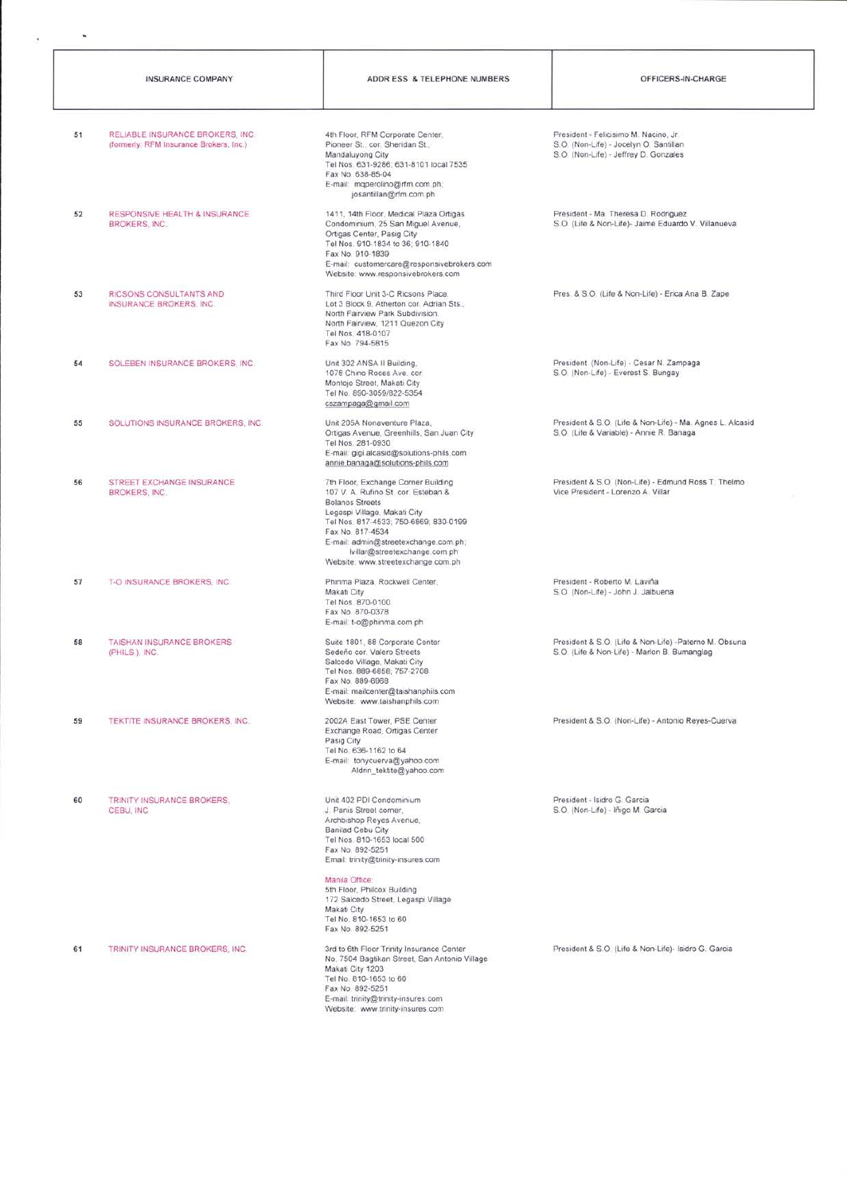| | INSURANCE COMPANY | ADDRESS & TELEPHONE NUMBERS | OFFICERS-IN-CHARGE |
|---|---|---|---|
| 51 | RELIABLE INSURANCE BROKERS, INC. (formerly: RFM Insurance Brokers, Inc.) | 4th Floor, RFM Corporate Center, Pioneer St., cor. Sheridan St., Mandaluyong City<br>Tel Nos. 631-9286; 631-8101 local 7535<br>Fax No. 638-85-04<br>E-mail: mqperolino@rfm.com.ph; josantillan@rfm.com.ph | President - Felicisimo M. Nacino, Jr.<br>S.O. (Non-Life) - Jocelyn O. Santillan<br>S.O. (Non-Life) - Jeffrey D. Gonzales |
| 52 | RESPONSIVE HEALTH & INSURANCE BROKERS, INC. | 1411, 14th Floor, Medical Plaza Ortigas Condominium, 25 San Miguel Avenue, Ortigas Center, Pasig City<br>Tel Nos. 910-1834 to 36; 910-1840<br>Fax No. 910-1839<br>E-mail: customercare@responsivebrokers.com<br>Website: www.responsivebrokers.com | President - Ma. Theresa D. Rodriguez<br>S.O. (Life & Non-Life)- Jaime Eduardo V. Villanueva |
| 53 | RICSONS CONSULTANTS AND INSURANCE BROKERS, INC. | Third Floor Unit 3-C Ricsons Place, Lot 3 Block 9, Atherton cor. Adrian Sts., North Fairview Park Subdivision, North Fairview, 1211 Quezon City<br>Tel Nos. 418-0107<br>Fax No. 794-5815 | Pres. & S.O. (Life & Non-Life) - Erica Ana B. Zape |
| 54 | SOLEBEN INSURANCE BROKERS, INC. | Unit 302 ANSA II Building, 1078 Chino Roces Ave. cor. Montojo Street, Makati City<br>Tel No. 890-3059/822-5354<br>cszampaga@gmail.com | President (Non-Life) - Cesar N. Zampaga<br>S.O. (Non-Life) - Everest S. Bungay |
| 55 | SOLUTIONS INSURANCE BROKERS, INC. | Unit 205A Noneventure Plaza, Ortigas Avenue, Greenhills, San Juan City<br>Tel Nos. 281-0930<br>E-mail: gigi.alcasid@solutions-phils.com<br>annie.banaga@solutions-phils.com | President & S.O. (Life & Non-Life) - Ma. Agnes L. Alcasid<br>S.O. (Life & Variable) - Annie R. Banaga |
| 56 | STREET EXCHANGE INSURANCE BROKERS, INC. | 7th Floor, Exchange Corner Building 107 V. A. Rufino St. cor. Esteban & Bolanos Streets<br>Legaspi Village, Makati City<br>Tel Nos. 817-4533; 750-6869; 830-0199<br>Fax No. 817-4534<br>E-mail: admin@streetexchange.com.ph; lvillar@streetexchange.com.ph<br>Website: www.streetexchange.com.ph | President & S.O. (Non-Life) - Edmund Ross T. Thelmo<br>Vice President - Lorenzo A. Villar |
| 57 | T-O INSURANCE BROKERS, INC. | Phinma Plaza, Rockwell Center, Makati City<br>Tel Nos. 870-0100<br>Fax No. 870-0378<br>E-mail: t-o@phinma.com.ph | President - Roberto M. Laviña<br>S.O. (Non-Life) - John J. Jalbuena |
| 58 | TAISHAN INSURANCE BROKERS (PHILS.), INC. | Suite 1801, 88 Corporate Center Sedeño cor. Valero Streets<br>Salcedo Village, Makati City<br>Tel Nos. 889-6856; 757-2708<br>Fax No. 889-6968<br>E-mail: mailcenter@taishanphils.com<br>Website: www.taishanphils.com | President & S.O. (Life & Non-Life) -Paterno M. Obsuna<br>S.O. (Life & Non-Life) - Marlon B. Bumanglag |
| 59 | TEKTITE INSURANCE BROKERS, INC. | 2002A East Tower, PSE Center Exchange Road, Ortigas Center Pasig City<br>Tel No. 636-1162 to 64<br>E-mail: tonycuerva@yahoo.com<br>Aldrin_tektite@yahoo.com | President & S.O. (Non-Life) - Antonio Reyes-Cuerva |
| 60 | TRINITY INSURANCE BROKERS, CEBU, INC. | Unit 402 PDI Condominium J. Panis Street corner, Archbishop Reyes Avenue, Banilad Cebu City<br>Tel Nos. 810-1653 local 500<br>Fax No. 892-5251<br>Email: trinity@trinity-insures.com<br><br>Manila Office:<br>5th Floor, Philcox Building 172 Salcedo Street, Legaspi Village Makati City<br>Tel No. 810-1653 to 60<br>Fax No. 892-5251 | President - Isidro G. Garcia<br>S.O. (Non-Life) - Iñigo M. Garcia |
| 61 | TRINITY INSURANCE BROKERS, INC. | 3rd to 6th Floor Trinity Insurance Center No. 7504 Bagtikan Street, San Antonio Village Makati City 1203<br>Tel No. 810-1653 to 60<br>Fax No. 892-5251<br>E-mail: trinity@trinity-insures.com<br>Website: www.trinity-insures.com | President & S.O. (Life & Non-Life)- Isidro G. Garcia |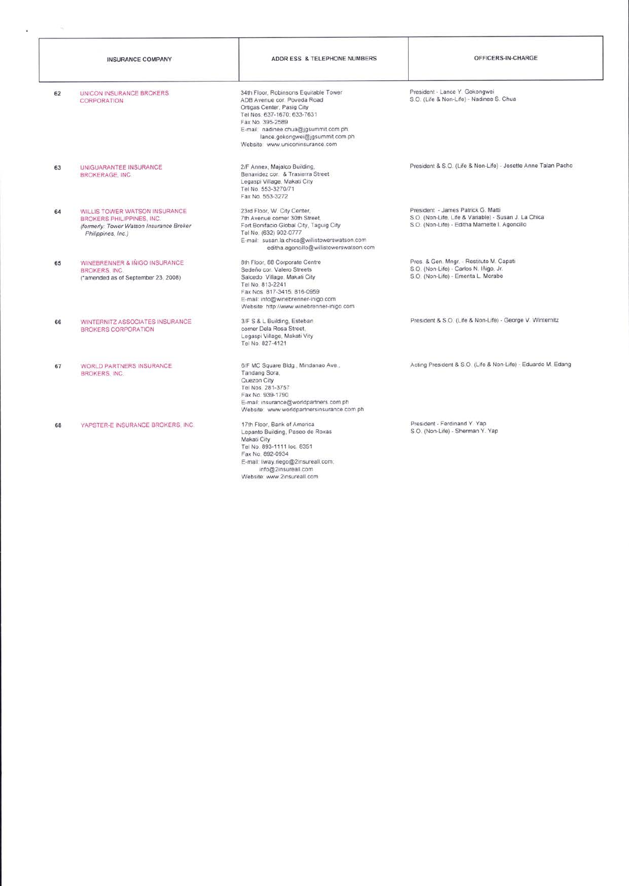| | INSURANCE COMPANY | ADDRESS & TELEPHONE NUMBERS | OFFICERS-IN-CHARGE |
|---|---|---|---|
| 62 | UNICON INSURANCE BROKERS CORPORATION | 34th Floor, Robinsons Equitable Tower<br>ADB Avenue cor. Poveda Road<br>Ortigas Center, Pasig City<br>Tel Nos. 637-1670; 633-7631<br>Fax No. 395-2589<br>E-mail: nadinee.chua@jgsummit.com.ph<br>lance.gokongwei@jgsummit.com.ph<br>Website: www.uniconinsurance.com | President - Lance Y. Gokongwei<br>S.O. (Life & Non-Life) - Nadinee S. Chua |
| 63 | UNIGUARANTEE INSURANCE BROKERAGE, INC. | 2/F Annex, Majalco Building,<br>Benavidez cor. & Trasierra Street<br>Legaspi Village, Makati City<br>Tel No. 553-3270/71<br>Fax No. 553-3272 | President & S.O. (Life & Non-Life) - Josette Anne Talan Pacho |
| 64 | WILLIS TOWER WATSON INSURANCE BROKERS PHILIPPINES, INC.<br>*(formerly: Tower Watson Insurance Broker Philippines, Inc.)* | 23rd Floor, W. City Center,<br>7th Avenue corner 30th Street,<br>Fort Bonifacio Global City, Taguig City<br>Tel No. (632) 902-0777<br>E-mail: susan.la.chica@willistowerswatson.com<br>editha.agoncillo@willistowerswatson.com | President - James Patrick G. Matti<br>S.O. (Non-Life, Life & Variable) - Susan J. La Chica<br>S.O. (Non-Life) - Editha Marnette I. Agoncillo |
| 65 | WINEBRENNER & IÑIGO INSURANCE BROKERS, INC.<br>(*amended as of September 23, 2008) | 8th Floor, 88 Corporate Centre<br>Sedeño cor. Valero Streets<br>Salcedo Village, Makati City<br>Tel No. 813-2241<br>Fax Nos. 817-3415; 816-0959<br>E-mail: info@winebrenner-inigo.com<br>Website: http://www.winebrenner-inigo.com | Pres. & Gen. Mngr. - Restituto M. Capati<br>S.O. (Non-Life) - Carlos N. Iñigo, Jr.<br>S.O. (Non-Life) - Emerita L. Morabe |
| 66 | WINTERNITZ ASSOCIATES INSURANCE BROKERS CORPORATION | 3/F S & L Building, Esteban<br>corner Dela Rosa Street,<br>Legaspi Village, Makati Vity<br>Tel No. 827-4121 | President & S.O. (Life & Non-Life) - George V. Winternitz |
| 67 | WORLD PARTNERS INSURANCE BROKERS, INC. | 6/F MC Square Bldg., Mindanao Ave.,<br>Tandang Sora,<br>Quezon City<br>Tel Nos. 281-3757<br>Fax No. 939-1790<br>E-mail: insurance@worldpartners.com.ph<br>Website: www.worldpartnersinsurance.com.ph | Acting President & S.O. (Life & Non-Life) - Eduardo M. Edang |
| 68 | YAPSTER-E INSURANCE BROKERS, INC. | 17th Floor, Bank of America<br>Lepanto Building, Paseo de Roxas<br>Makati City<br>Tel No. 893-1111 loc. 6351<br>Fax No. 892-0934<br>E-mail: liway.riego@2insureall.com;<br>info@2insureall.com<br>Website: www.2insureall.com | President - Ferdinand Y. Yap<br>S.O. (Non-Life) - Sherman Y. Yap |